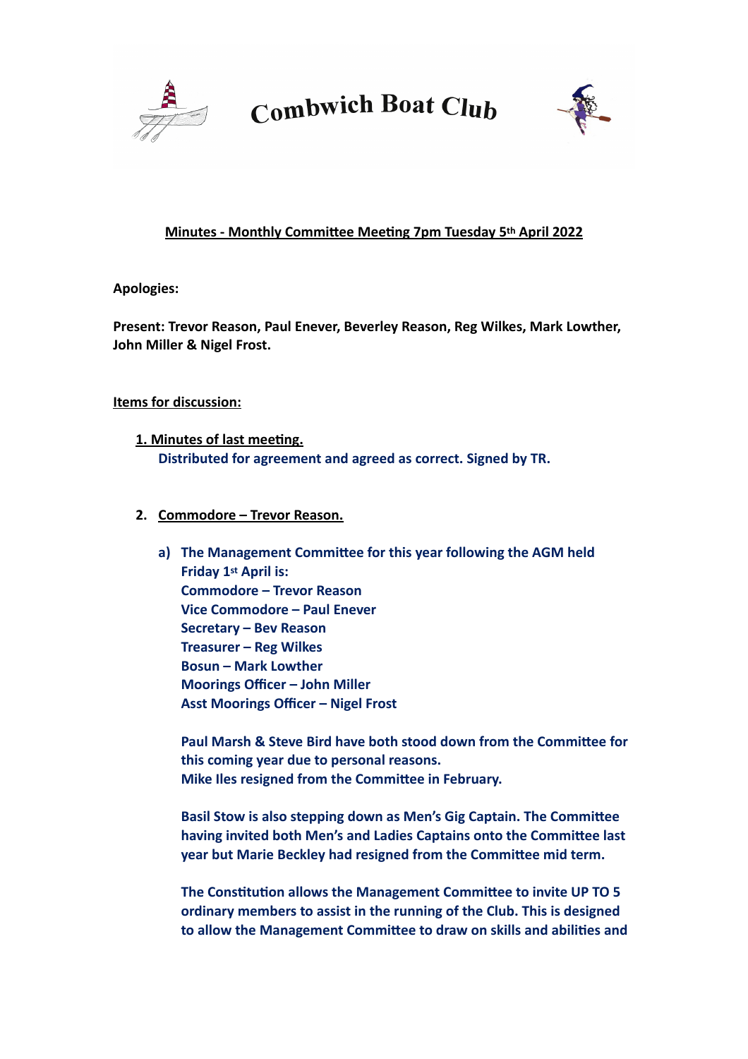# Combwich Boat Club

**Minutes - Monthly Committee Meeting 7pm Tuesday 5th April 2022**

**Apologies:**

**Present: Trevor Reason, Paul Enever, Beverley Reason, Reg Wilkes, Mark Lowther, John Miller & Nigel Frost.**

**Items for discussion:**

**1. Minutes of last meeting.**

**Distributed for agreement and agreed as correct. Signed by TR.**

**2. Commodore – Trevor Reason.**

**a) The Management Committee for this year following the AGM held Friday 1st April is:**
**Commodore – Trevor Reason**
**Vice Commodore – Paul Enever**
**Secretary – Bev Reason**
**Treasurer – Reg Wilkes**
**Bosun – Mark Lowther**
**Moorings Officer – John Miller**
**Asst Moorings Officer – Nigel Frost**

**Paul Marsh & Steve Bird have both stood down from the Committee for this coming year due to personal reasons.**
**Mike Iles resigned from the Committee in February.**

**Basil Stow is also stepping down as Men's Gig Captain. The Committee having invited both Men's and Ladies Captains onto the Committee last year but Marie Beckley had resigned from the Committee mid term.**

**The Constitution allows the Management Committee to invite UP TO 5 ordinary members to assist in the running of the Club. This is designed to allow the Management Committee to draw on skills and abilities and**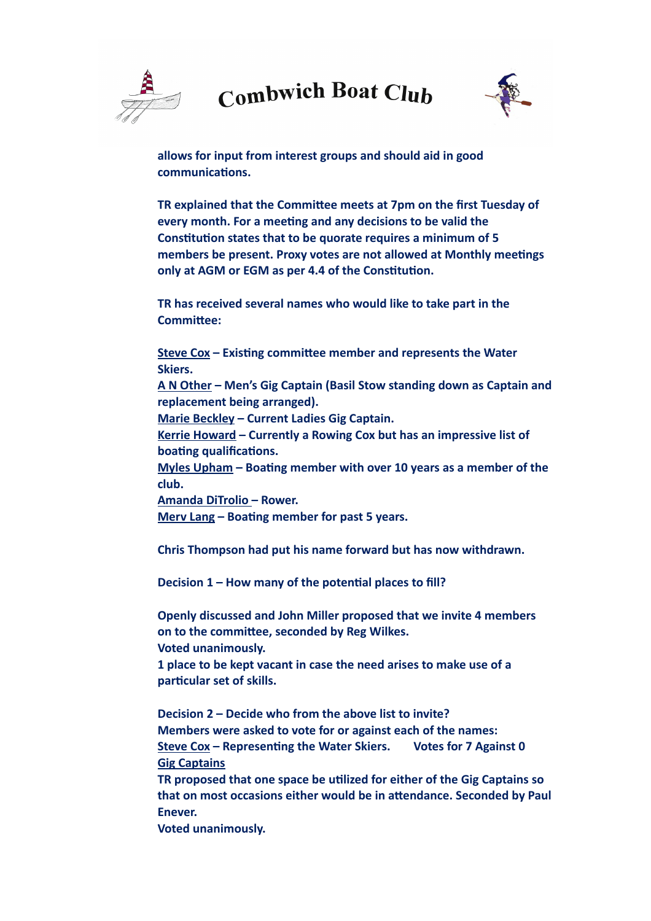**allows for input from interest groups and should aid in good communications.**

**TR explained that the Committee meets at 7pm on the first Tuesday of every month. For a meeting and any decisions to be valid the Constitution states that to be quorate requires a minimum of 5 members be present. Proxy votes are not allowed at Monthly meetings only at AGM or EGM as per 4.4 of the Constitution.**

**TR has received several names who would like to take part in the Committee:**

**<u>Steve Cox</u> – Existing committee member and represents the Water Skiers.**
**<u>A N Other</u> – Men's Gig Captain (Basil Stow standing down as Captain and replacement being arranged).**
**<u>Marie Beckley</u> – Current Ladies Gig Captain.**
**<u>Kerrie Howard</u> – Currently a Rowing Cox but has an impressive list of boating qualifications.**
**<u>Myles Upham</u> – Boating member with over 10 years as a member of the club.**
**<u>Amanda DiTrolio</u> – Rower.**
**<u>Merv Lang</u> – Boating member for past 5 years.**

**Chris Thompson had put his name forward but has now withdrawn.**

**Decision 1 – How many of the potential places to fill?**

**Openly discussed and John Miller proposed that we invite 4 members on to the committee, seconded by Reg Wilkes.**
**Voted unanimously.**
**1 place to be kept vacant in case the need arises to make use of a particular set of skills.**

**Decision 2 – Decide who from the above list to invite?**
**Members were asked to vote for or against each of the names:**
**<u>Steve Cox</u> – Representing the Water Skiers. Votes for 7 Against 0**
**<u>Gig Captains</u>**
**TR proposed that one space be utilized for either of the Gig Captains so that on most occasions either would be in attendance. Seconded by Paul Enever.**
**Voted unanimously.**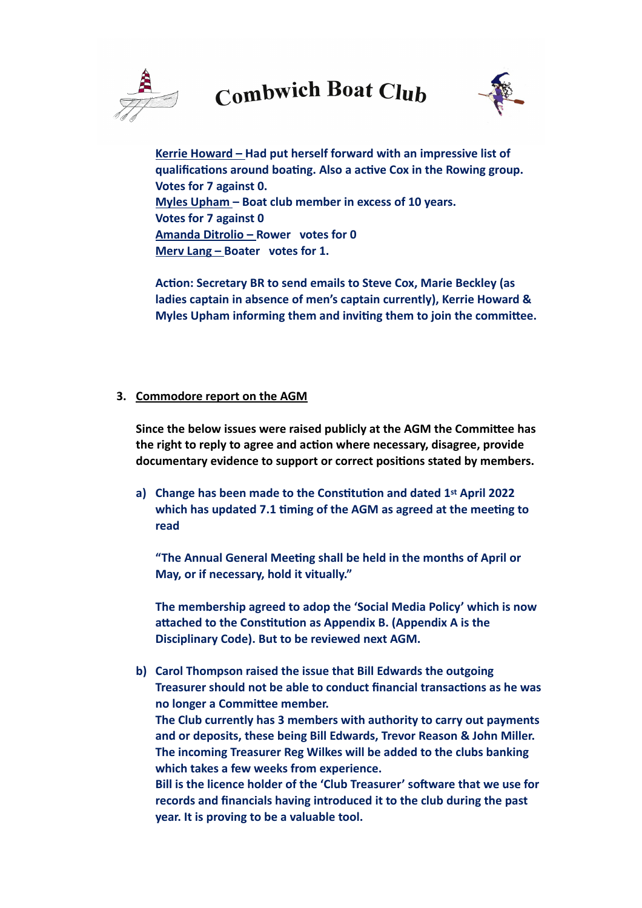**Kerrie Howard** – Had put herself forward with an impressive list of qualifications around boating. Also a active Cox in the Rowing group. Votes for 7 against 0.
**Myles Upham** – Boat club member in excess of 10 years. Votes for 7 against 0
**Amanda Ditrolio** – Rower votes for 0
**Merv Lang** – Boater votes for 1.

**Action: Secretary BR to send emails to Steve Cox, Marie Beckley (as ladies captain in absence of men's captain currently), Kerrie Howard & Myles Upham informing them and inviting them to join the committee.**

### 3. Commodore report on the AGM

**Since the below issues were raised publicly at the AGM the Committee has the right to reply to agree and action where necessary, disagree, provide documentary evidence to support or correct positions stated by members.**

a) **Change has been made to the Constitution and dated 1st April 2022 which has updated 7.1 timing of the AGM as agreed at the meeting to read**

   **"The Annual General Meeting shall be held in the months of April or May, or if necessary, hold it vitually."**

   **The membership agreed to adop the 'Social Media Policy' which is now attached to the Constitution as Appendix B. (Appendix A is the Disciplinary Code). But to be reviewed next AGM.**

b) **Carol Thompson raised the issue that Bill Edwards the outgoing Treasurer should not be able to conduct financial transactions as he was no longer a Committee member.**
   **The Club currently has 3 members with authority to carry out payments and or deposits, these being Bill Edwards, Trevor Reason & John Miller. The incoming Treasurer Reg Wilkes will be added to the clubs banking which takes a few weeks from experience.**
   **Bill is the licence holder of the 'Club Treasurer' software that we use for records and financials having introduced it to the club during the past year. It is proving to be a valuable tool.**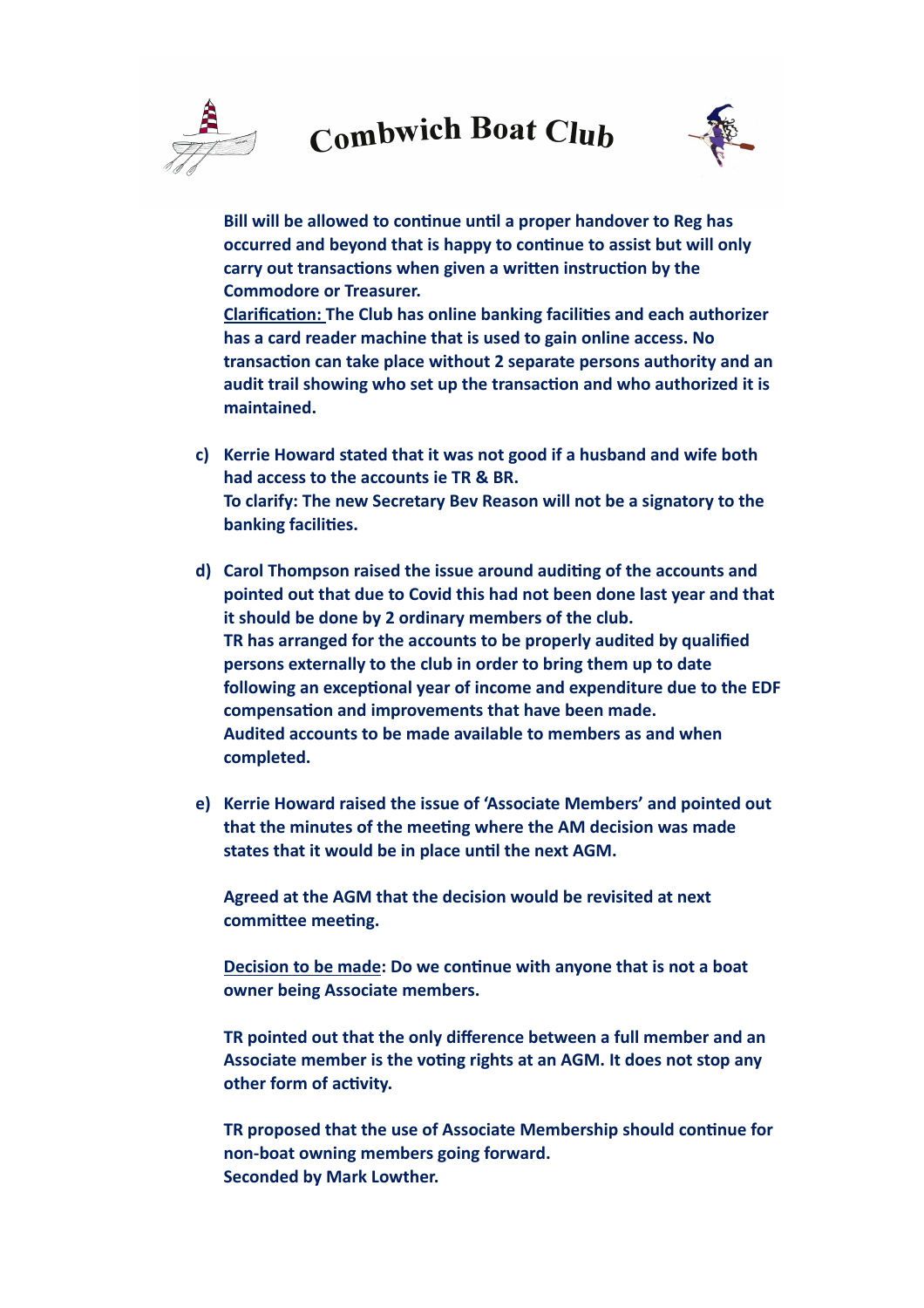**Bill will be allowed to continue until a proper handover to Reg has occurred and beyond that is happy to continue to assist but will only carry out transactions when given a written instruction by the Commodore or Treasurer.**

**<u>Clarification:</u> The Club has online banking facilities and each authorizer has a card reader machine that is used to gain online access. No transaction can take place without 2 separate persons authority and an audit trail showing who set up the transaction and who authorized it is maintained.**

c) **Kerrie Howard stated that it was not good if a husband and wife both had access to the accounts ie TR & BR.**
   **To clarify: The new Secretary Bev Reason will not be a signatory to the banking facilities.**

d) **Carol Thompson raised the issue around auditing of the accounts and pointed out that due to Covid this had not been done last year and that it should be done by 2 ordinary members of the club.**
   **TR has arranged for the accounts to be properly audited by qualified persons externally to the club in order to bring them up to date following an exceptional year of income and expenditure due to the EDF compensation and improvements that have been made.**
   **Audited accounts to be made available to members as and when completed.**

e) **Kerrie Howard raised the issue of 'Associate Members' and pointed out that the minutes of the meeting where the AM decision was made states that it would be in place until the next AGM.**

   **Agreed at the AGM that the decision would be revisited at next committee meeting.**

   **<u>Decision to be made</u>: Do we continue with anyone that is not a boat owner being Associate members.**

   **TR pointed out that the only difference between a full member and an Associate member is the voting rights at an AGM. It does not stop any other form of activity.**

   **TR proposed that the use of Associate Membership should continue for non-boat owning members going forward.**
   **Seconded by Mark Lowther.**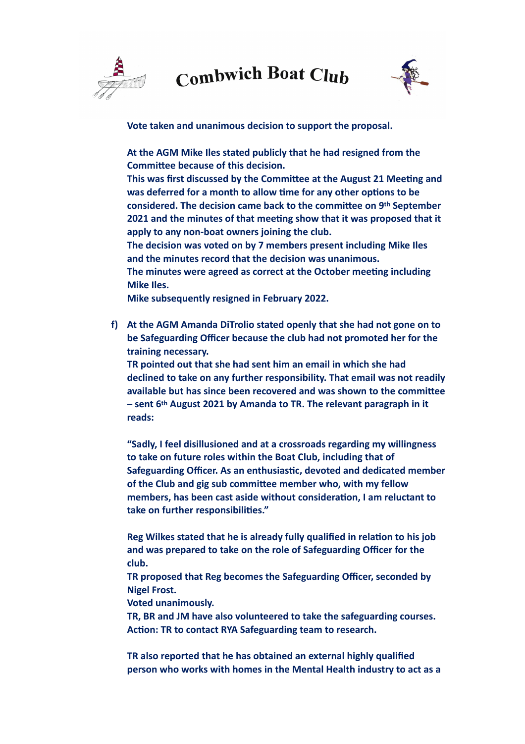**Vote taken and unanimous decision to support the proposal.**

**At the AGM Mike Iles stated publicly that he had resigned from the Committee because of this decision.**
**This was first discussed by the Committee at the August 21 Meeting and was deferred for a month to allow time for any other options to be considered. The decision came back to the committee on 9th September 2021 and the minutes of that meeting show that it was proposed that it apply to any non-boat owners joining the club.**
**The decision was voted on by 7 members present including Mike Iles and the minutes record that the decision was unanimous.**
**The minutes were agreed as correct at the October meeting including Mike Iles.**
**Mike subsequently resigned in February 2022.**

**f) At the AGM Amanda DiTrolio stated openly that she had not gone on to be Safeguarding Officer because the club had not promoted her for the training necessary.**
**TR pointed out that she had sent him an email in which she had declined to take on any further responsibility. That email was not readily available but has since been recovered and was shown to the committee – sent 6th August 2021 by Amanda to TR. The relevant paragraph in it reads:**

**"Sadly, I feel disillusioned and at a crossroads regarding my willingness to take on future roles within the Boat Club, including that of Safeguarding Officer. As an enthusiastic, devoted and dedicated member of the Club and gig sub committee member who, with my fellow members, has been cast aside without consideration, I am reluctant to take on further responsibilities."**

**Reg Wilkes stated that he is already fully qualified in relation to his job and was prepared to take on the role of Safeguarding Officer for the club.**
**TR proposed that Reg becomes the Safeguarding Officer, seconded by Nigel Frost.**
**Voted unanimously.**
**TR, BR and JM have also volunteered to take the safeguarding courses.**
**Action: TR to contact RYA Safeguarding team to research.**

**TR also reported that he has obtained an external highly qualified person who works with homes in the Mental Health industry to act as a**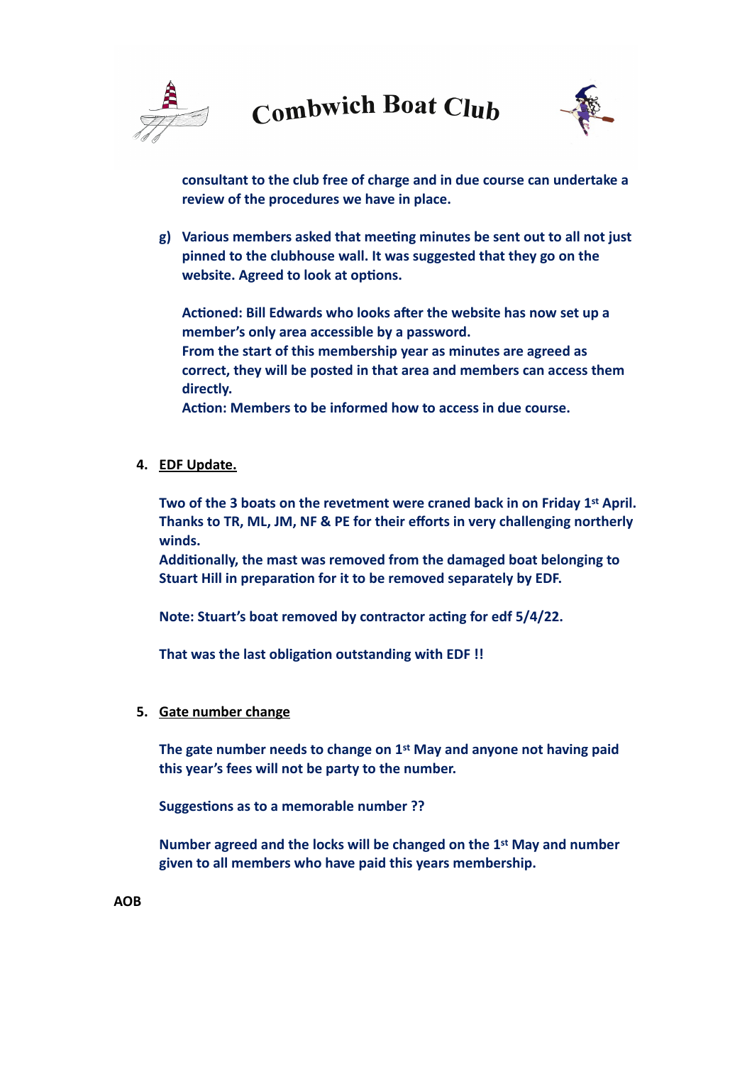**consultant to the club free of charge and in due course can undertake a review of the procedures we have in place.**

g) **Various members asked that meeting minutes be sent out to all not just pinned to the clubhouse wall. It was suggested that they go on the website. Agreed to look at options.**

   **Actioned: Bill Edwards who looks after the website has now set up a member's only area accessible by a password.**
   **From the start of this membership year as minutes are agreed as correct, they will be posted in that area and members can access them directly.**
   **Action: Members to be informed how to access in due course.**

4. **<u>EDF Update.</u>**

   **Two of the 3 boats on the revetment were craned back in on Friday 1st April. Thanks to TR, ML, JM, NF & PE for their efforts in very challenging northerly winds.**
   **Additionally, the mast was removed from the damaged boat belonging to Stuart Hill in preparation for it to be removed separately by EDF.**

   **Note: Stuart's boat removed by contractor acting for edf 5/4/22.**

   **That was the last obligation outstanding with EDF !!**

5. **<u>Gate number change</u>**

   **The gate number needs to change on 1st May and anyone not having paid this year's fees will not be party to the number.**

   **Suggestions as to a memorable number ??**

   **Number agreed and the locks will be changed on the 1st May and number given to all members who have paid this years membership.**

**AOB**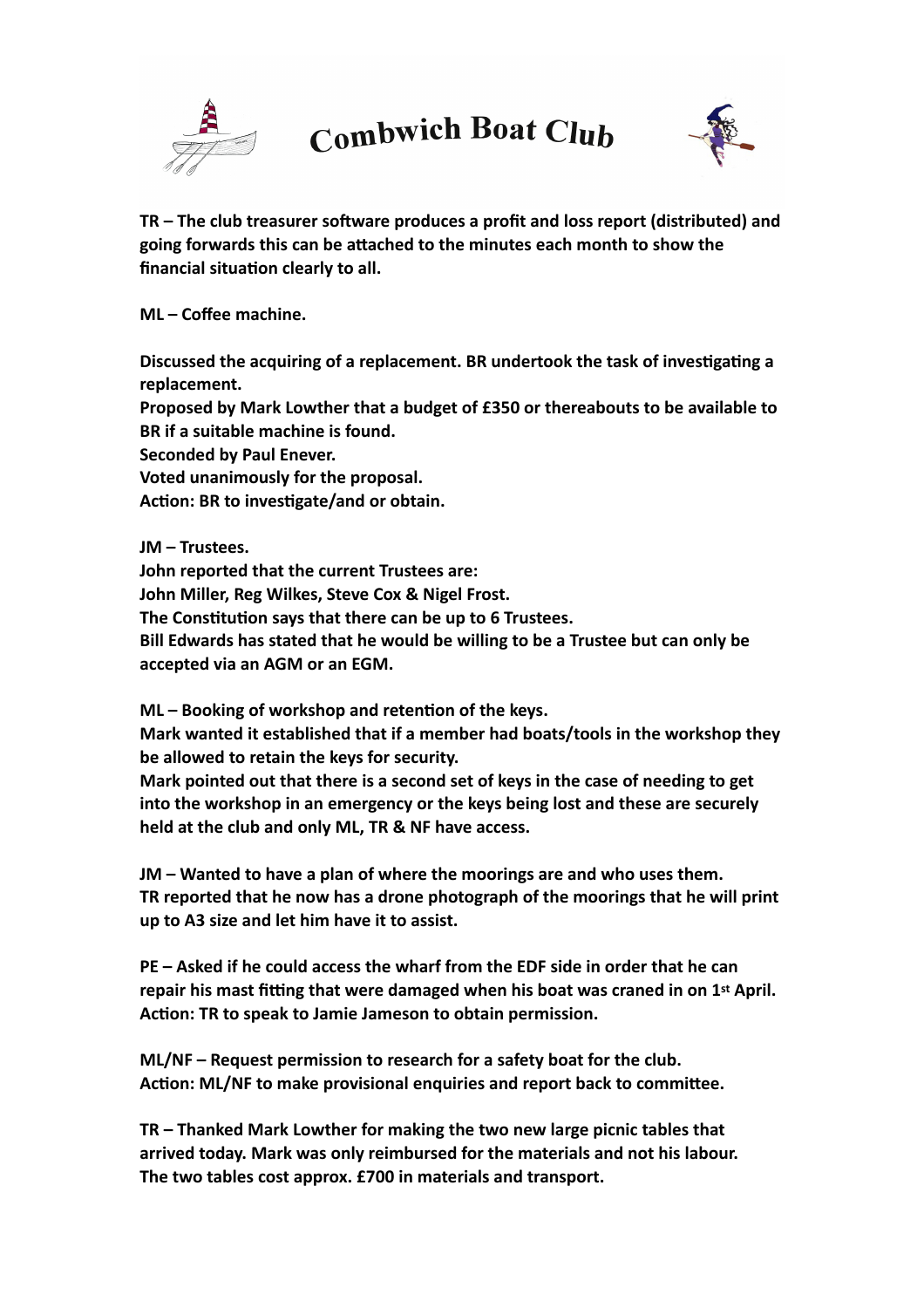**TR – The club treasurer software produces a profit and loss report (distributed) and going forwards this can be attached to the minutes each month to show the financial situation clearly to all.**

**ML – Coffee machine.**

**Discussed the acquiring of a replacement. BR undertook the task of investigating a replacement.**
**Proposed by Mark Lowther that a budget of £350 or thereabouts to be available to BR if a suitable machine is found.**
**Seconded by Paul Enever.**
**Voted unanimously for the proposal.**
**Action: BR to investigate/and or obtain.**

**JM – Trustees.**
**John reported that the current Trustees are:**
**John Miller, Reg Wilkes, Steve Cox & Nigel Frost.**
**The Constitution says that there can be up to 6 Trustees.**
**Bill Edwards has stated that he would be willing to be a Trustee but can only be accepted via an AGM or an EGM.**

**ML – Booking of workshop and retention of the keys.**
**Mark wanted it established that if a member had boats/tools in the workshop they be allowed to retain the keys for security.**
**Mark pointed out that there is a second set of keys in the case of needing to get into the workshop in an emergency or the keys being lost and these are securely held at the club and only ML, TR & NF have access.**

**JM – Wanted to have a plan of where the moorings are and who uses them.**
**TR reported that he now has a drone photograph of the moorings that he will print up to A3 size and let him have it to assist.**

**PE – Asked if he could access the wharf from the EDF side in order that he can repair his mast fitting that were damaged when his boat was craned in on 1st April.**
**Action: TR to speak to Jamie Jameson to obtain permission.**

**ML/NF – Request permission to research for a safety boat for the club.**
**Action: ML/NF to make provisional enquiries and report back to committee.**

**TR – Thanked Mark Lowther for making the two new large picnic tables that arrived today. Mark was only reimbursed for the materials and not his labour. The two tables cost approx. £700 in materials and transport.**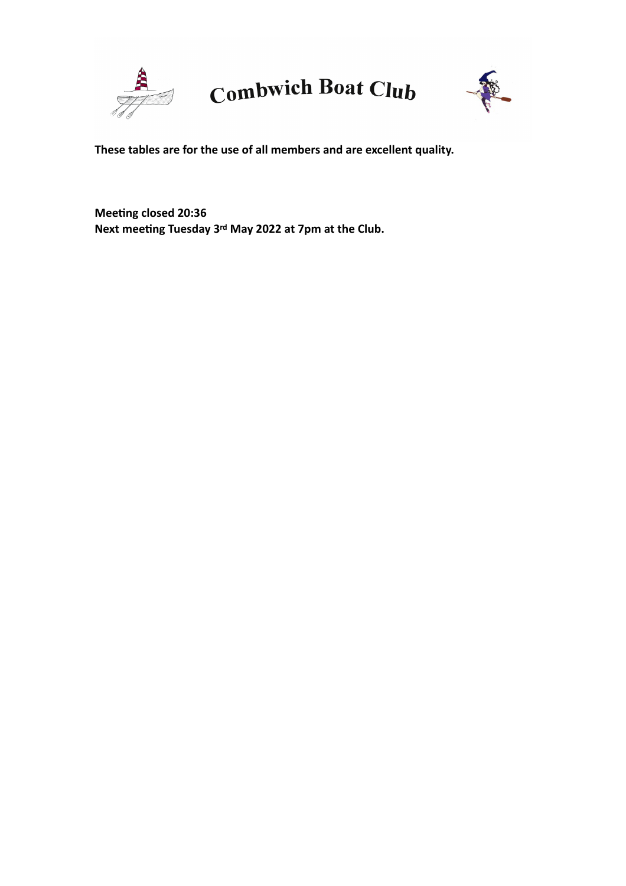**These tables are for the use of all members and are excellent quality.**

**Meeting closed 20:36**
**Next meeting Tuesday 3rd May 2022 at 7pm at the Club.**